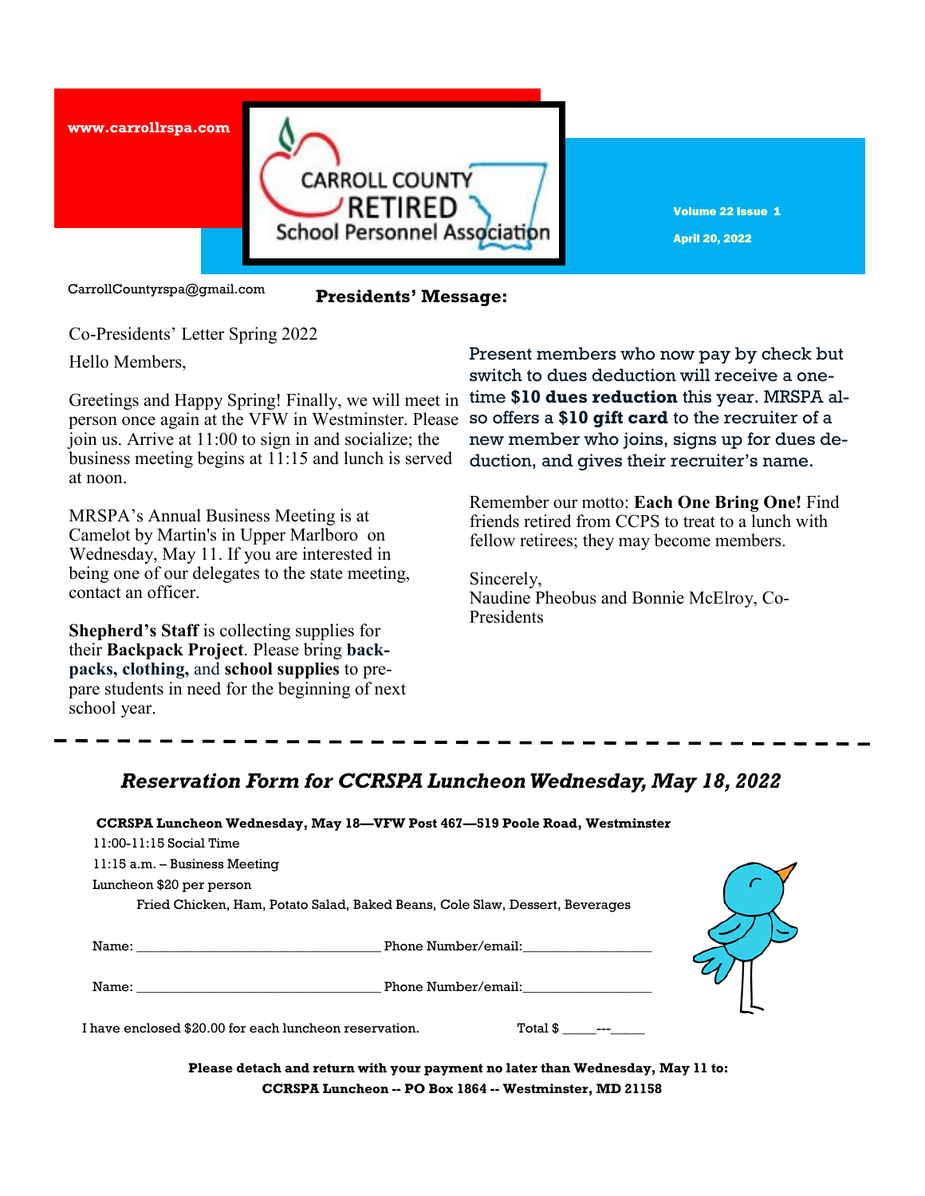www.carrollrspa.com

# CARROLL COUNTY RETIRED School Personnel Association

Volume 22 Issue 1

April 20, 2022

CarrollCountyrspa@gmail.com

## Presidents' Message:

Co-Presidents' Letter Spring 2022

Hello Members,

Greetings and Happy Spring! Finally, we will meet in person once again at the VFW in Westminster. Please join us. Arrive at 11:00 to sign in and socialize; the business meeting begins at 11:15 and lunch is served at noon.

MRSPA's Annual Business Meeting is at Camelot by Martin's in Upper Marlboro on Wednesday, May 11. If you are interested in being one of our delegates to the state meeting, contact an officer.

**Shepherd's Staff** is collecting supplies for their **Backpack Project**. Please bring **backpacks, clothing,** and **school supplies** to prepare students in need for the beginning of next school year.

Present members who now pay by check but switch to dues deduction will receive a one-time **$10 dues reduction** this year. MRSPA also offers a **$10 gift card** to the recruiter of a new member who joins, signs up for dues deduction, and gives their recruiter's name.

Remember our motto: **Each One Bring One!** Find friends retired from CCPS to treat to a lunch with fellow retirees; they may become members.

Sincerely,
Naudine Pheobus and Bonnie McElroy, Co-Presidents

---

## *Reservation Form for CCRSPA Luncheon Wednesday, May 18, 2022*

**CCRSPA Luncheon Wednesday, May 18—VFW Post 467—519 Poole Road, Westminster**

11:00-11:15 Social Time

11:15 a.m. – Business Meeting

Luncheon $20 per person

Fried Chicken, Ham, Potato Salad, Baked Beans, Cole Slaw, Dessert, Beverages

Name: ______________________ Phone Number/email:______________

Name: ______________________ Phone Number/email:______________

I have enclosed $20.00 for each luncheon reservation. Total $ _____---_____

**Please detach and return with your payment no later than Wednesday, May 11 to:**
**CCRSPA Luncheon -- PO Box 1864 -- Westminster, MD 21158**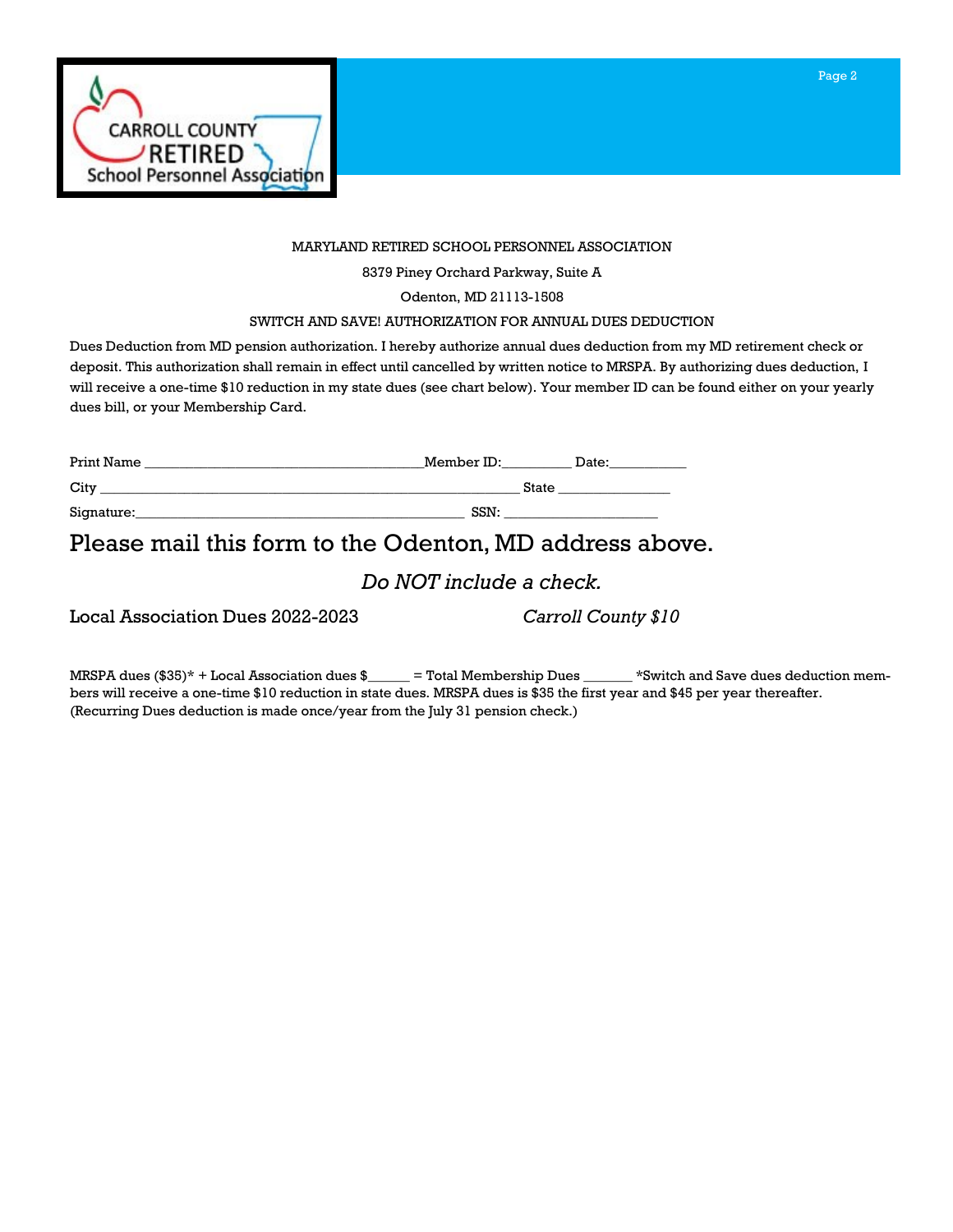CARROLL COUNTY RETIRED School Personnel Association

MARYLAND RETIRED SCHOOL PERSONNEL ASSOCIATION

8379 Piney Orchard Parkway, Suite A

Odenton, MD 21113-1508

SWITCH AND SAVE! AUTHORIZATION FOR ANNUAL DUES DEDUCTION

Dues Deduction from MD pension authorization. I hereby authorize annual dues deduction from my MD retirement check or deposit. This authorization shall remain in effect until cancelled by written notice to MRSPA. By authorizing dues deduction, I will receive a one-time $10 reduction in my state dues (see chart below). Your member ID can be found either on your yearly dues bill, or your Membership Card.

Print Name ______________________________________Member ID:_________ Date:__________

City __________________________________________________________ State _______________

Signature:_____________________________________________ SSN: _____________________

## Please mail this form to the Odenton, MD address above.

*Do NOT include a check.*

Local Association Dues 2022-2023 *Carroll County $10*

MRSPA dues ($35)* + Local Association dues $______ = Total Membership Dues _______ *Switch and Save dues deduction members will receive a one-time $10 reduction in state dues. MRSPA dues is $35 the first year and $45 per year thereafter. (Recurring Dues deduction is made once/year from the July 31 pension check.)